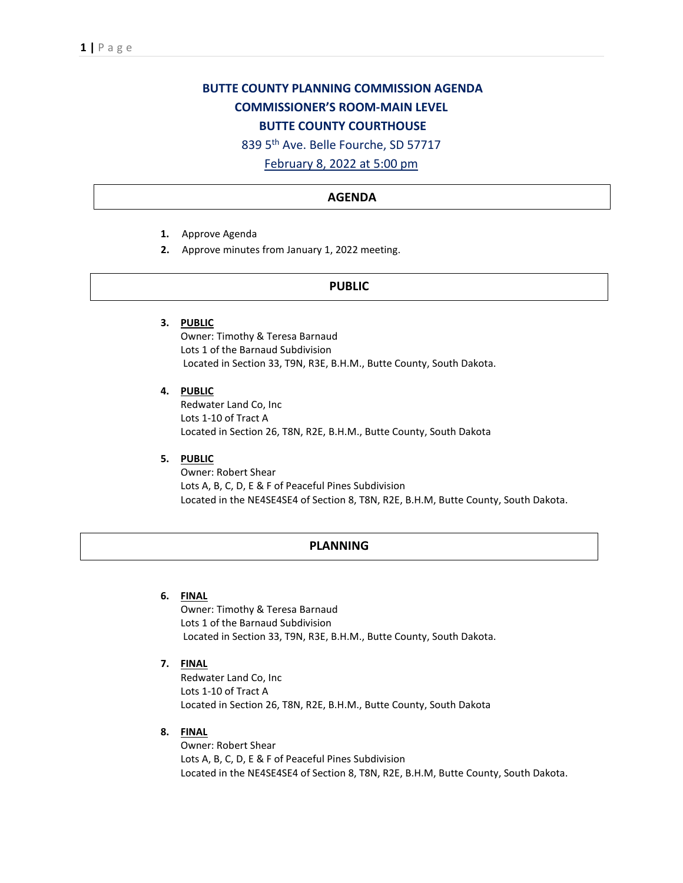# BUTTE COUNTY PLANNING COMMISSION AGENDA
## COMMISSIONER'S ROOM-MAIN LEVEL
## BUTTE COUNTY COURTHOUSE

839 5th Ave. Belle Fourche, SD 57717

February 8, 2022 at 5:00 pm

## AGENDA

1. Approve Agenda
2. Approve minutes from January 1, 2022 meeting.

## PUBLIC

3. **PUBLIC**
   Owner: Timothy & Teresa Barnaud
   Lots 1 of the Barnaud Subdivision
   Located in Section 33, T9N, R3E, B.H.M., Butte County, South Dakota.

4. **PUBLIC**
   Redwater Land Co, Inc
   Lots 1-10 of Tract A
   Located in Section 26, T8N, R2E, B.H.M., Butte County, South Dakota

5. **PUBLIC**
   Owner: Robert Shear
   Lots A, B, C, D, E & F of Peaceful Pines Subdivision
   Located in the NE4SE4SE4 of Section 8, T8N, R2E, B.H.M, Butte County, South Dakota.

## PLANNING

6. **FINAL**
   Owner: Timothy & Teresa Barnaud
   Lots 1 of the Barnaud Subdivision
   Located in Section 33, T9N, R3E, B.H.M., Butte County, South Dakota.

7. **FINAL**
   Redwater Land Co, Inc
   Lots 1-10 of Tract A
   Located in Section 26, T8N, R2E, B.H.M., Butte County, South Dakota

8. **FINAL**
   Owner: Robert Shear
   Lots A, B, C, D, E & F of Peaceful Pines Subdivision
   Located in the NE4SE4SE4 of Section 8, T8N, R2E, B.H.M, Butte County, South Dakota.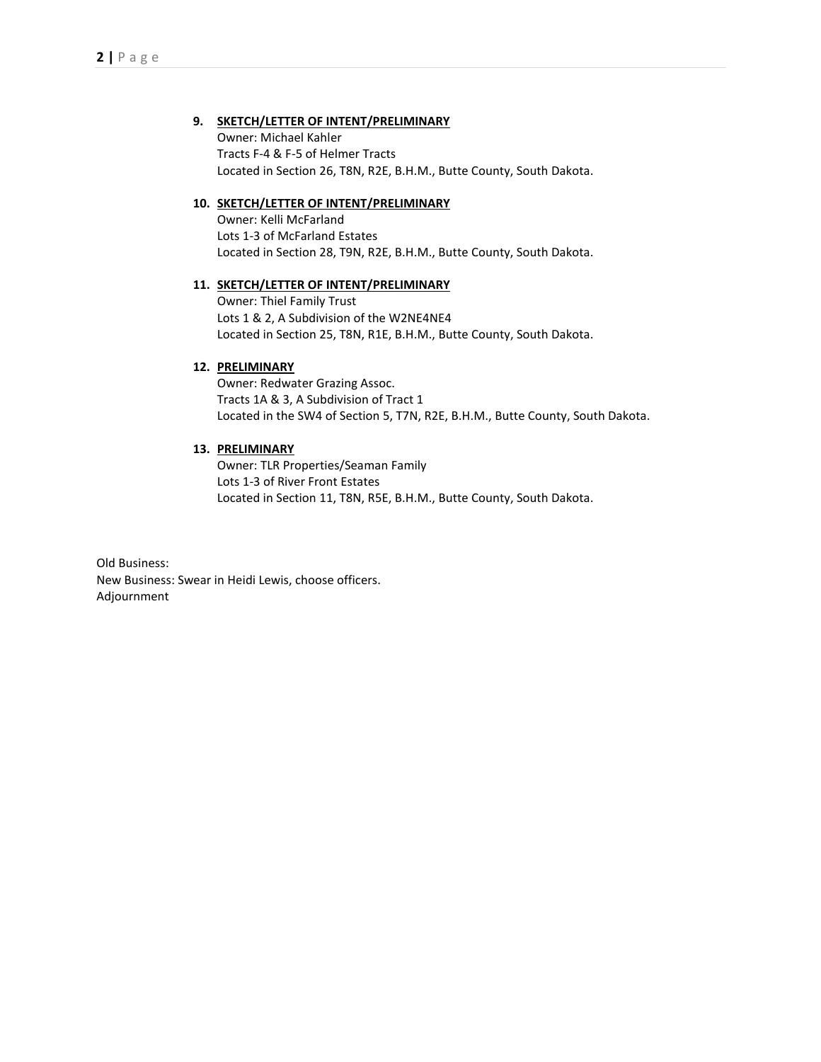9. **SKETCH/LETTER OF INTENT/PRELIMINARY**
   Owner: Michael Kahler
   Tracts F-4 & F-5 of Helmer Tracts
   Located in Section 26, T8N, R2E, B.H.M., Butte County, South Dakota.

10. **SKETCH/LETTER OF INTENT/PRELIMINARY**
    Owner: Kelli McFarland
    Lots 1-3 of McFarland Estates
    Located in Section 28, T9N, R2E, B.H.M., Butte County, South Dakota.

11. **SKETCH/LETTER OF INTENT/PRELIMINARY**
    Owner: Thiel Family Trust
    Lots 1 & 2, A Subdivision of the W2NE4NE4
    Located in Section 25, T8N, R1E, B.H.M., Butte County, South Dakota.

12. **PRELIMINARY**
    Owner: Redwater Grazing Assoc.
    Tracts 1A & 3, A Subdivision of Tract 1
    Located in the SW4 of Section 5, T7N, R2E, B.H.M., Butte County, South Dakota.

13. **PRELIMINARY**
    Owner: TLR Properties/Seaman Family
    Lots 1-3 of River Front Estates
    Located in Section 11, T8N, R5E, B.H.M., Butte County, South Dakota.

Old Business:
New Business: Swear in Heidi Lewis, choose officers.
Adjournment